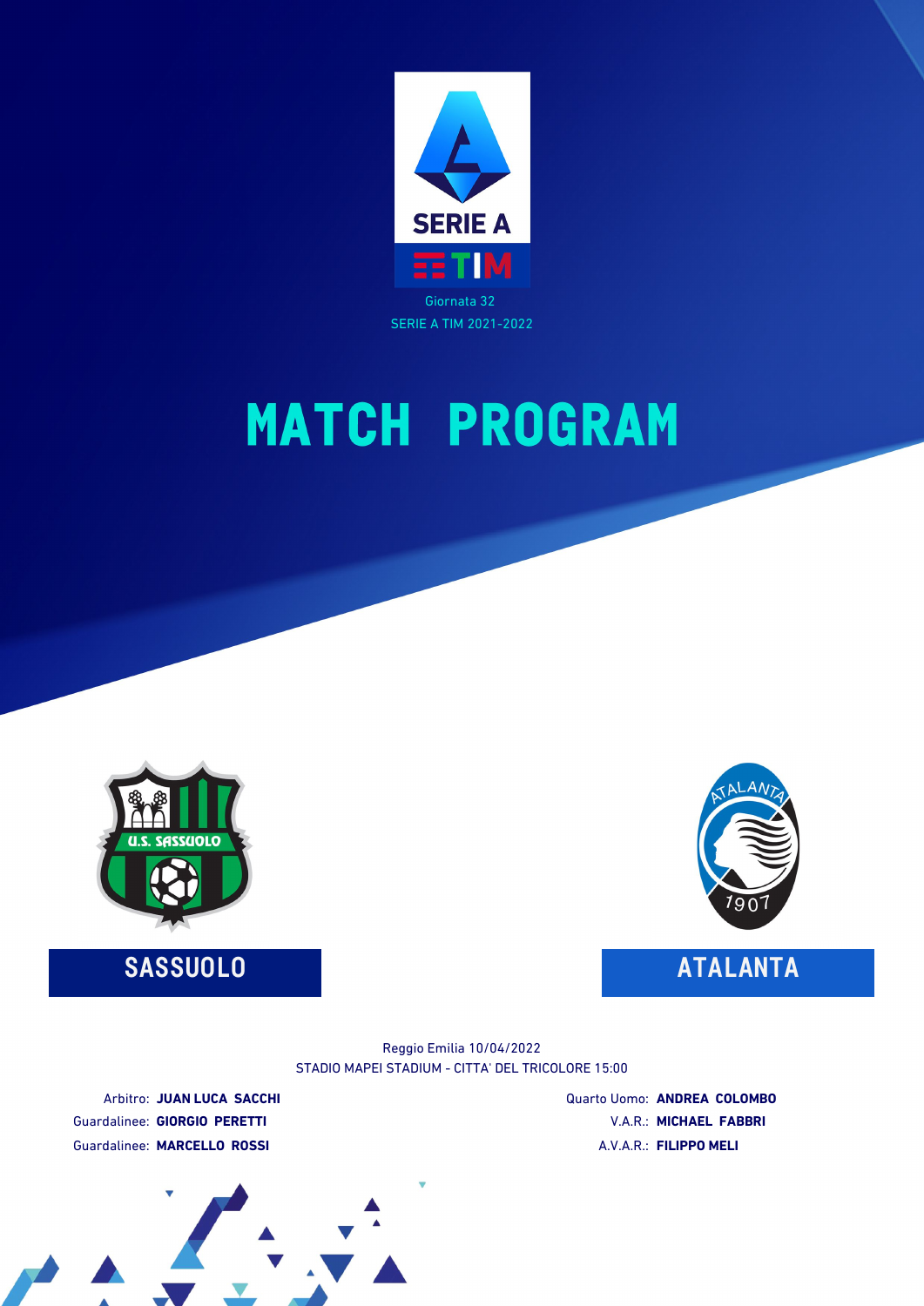Giornata 32

SERIE A TIM 2021-2022

# MATCH PROGRAM

**SASSUOLO**

**ATALANTA**

Reggio Emilia 10/04/2022

STADIO MAPEI STADIUM - CITTA' DEL TRICOLORE 15:00

Arbitro: **JUAN LUCA SACCHI**

Guardalinee: **GIORGIO PERETTI**

Guardalinee: **MARCELLO ROSSI**

Quarto Uomo: **ANDREA COLOMBO**

V.A.R.: **MICHAEL FABBRI**

A.V.A.R.: **FILIPPO MELI**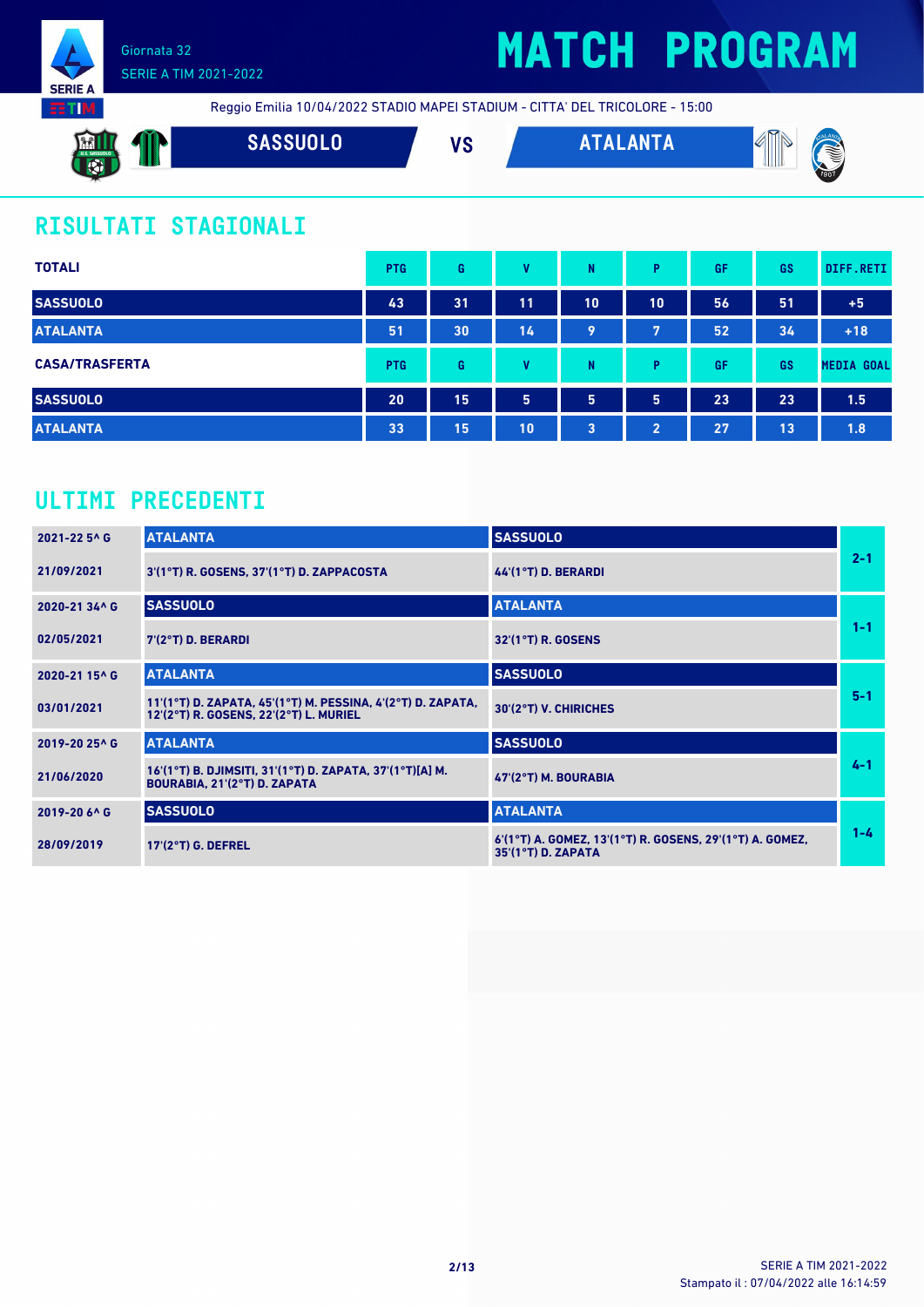Giornata 32
SERIE A TIM 2021-2022

# MATCH PROGRAM

Reggio Emilia 10/04/2022 STADIO MAPEI STADIUM - CITTA' DEL TRICOLORE - 15:00

**SASSUOLO** VS **ATALANTA**

## RISULTATI STAGIONALI

| TOTALI | PTG | G | V | N | P | GF | GS | DIFF.RETI |
|---|---|---|---|---|---|---|---|---|
| SASSUOLO | 43 | 31 | 11 | 10 | 10 | 56 | 51 | +5 |
| ATALANTA | 51 | 30 | 14 | 9 | 7 | 52 | 34 | +18 |

| CASA/TRASFERTA | PTG | G | V | N | P | GF | GS | MEDIA GOAL |
|---|---|---|---|---|---|---|---|---|
| SASSUOLO | 20 | 15 | 5 | 5 | 5 | 23 | 23 | 1.5 |
| ATALANTA | 33 | 15 | 10 | 3 | 2 | 27 | 13 | 1.8 |

## ULTIMI PRECEDENTI

| | | | |
|---|---|---|---|
| 2021-22 5^ G | ATALANTA | SASSUOLO | 2-1 |
| 21/09/2021 | 3'(1°T) R. GOSENS, 37'(1°T) D. ZAPPACOSTA | 44'(1°T) D. BERARDI | |
| 2020-21 34^ G | SASSUOLO | ATALANTA | 1-1 |
| 02/05/2021 | 7'(2°T) D. BERARDI | 32'(1°T) R. GOSENS | |
| 2020-21 15^ G | ATALANTA | SASSUOLO | 5-1 |
| 03/01/2021 | 11'(1°T) D. ZAPATA, 45'(1°T) M. PESSINA, 4'(2°T) D. ZAPATA, 12'(2°T) R. GOSENS, 22'(2°T) L. MURIEL | 30'(2°T) V. CHIRICHES | |
| 2019-20 25^ G | ATALANTA | SASSUOLO | 4-1 |
| 21/06/2020 | 16'(1°T) B. DJIMSITI, 31'(1°T) D. ZAPATA, 37'(1°T)[A] M. BOURABIA, 21'(2°T) D. ZAPATA | 47'(2°T) M. BOURABIA | |
| 2019-20 6^ G | SASSUOLO | ATALANTA | 1-4 |
| 28/09/2019 | 17'(2°T) G. DEFREL | 6'(1°T) A. GOMEZ, 13'(1°T) R. GOSENS, 29'(1°T) A. GOMEZ, 35'(1°T) D. ZAPATA | |

SERIE A TIM 2021-2022
Stampato il : 07/04/2022 alle 16:14:59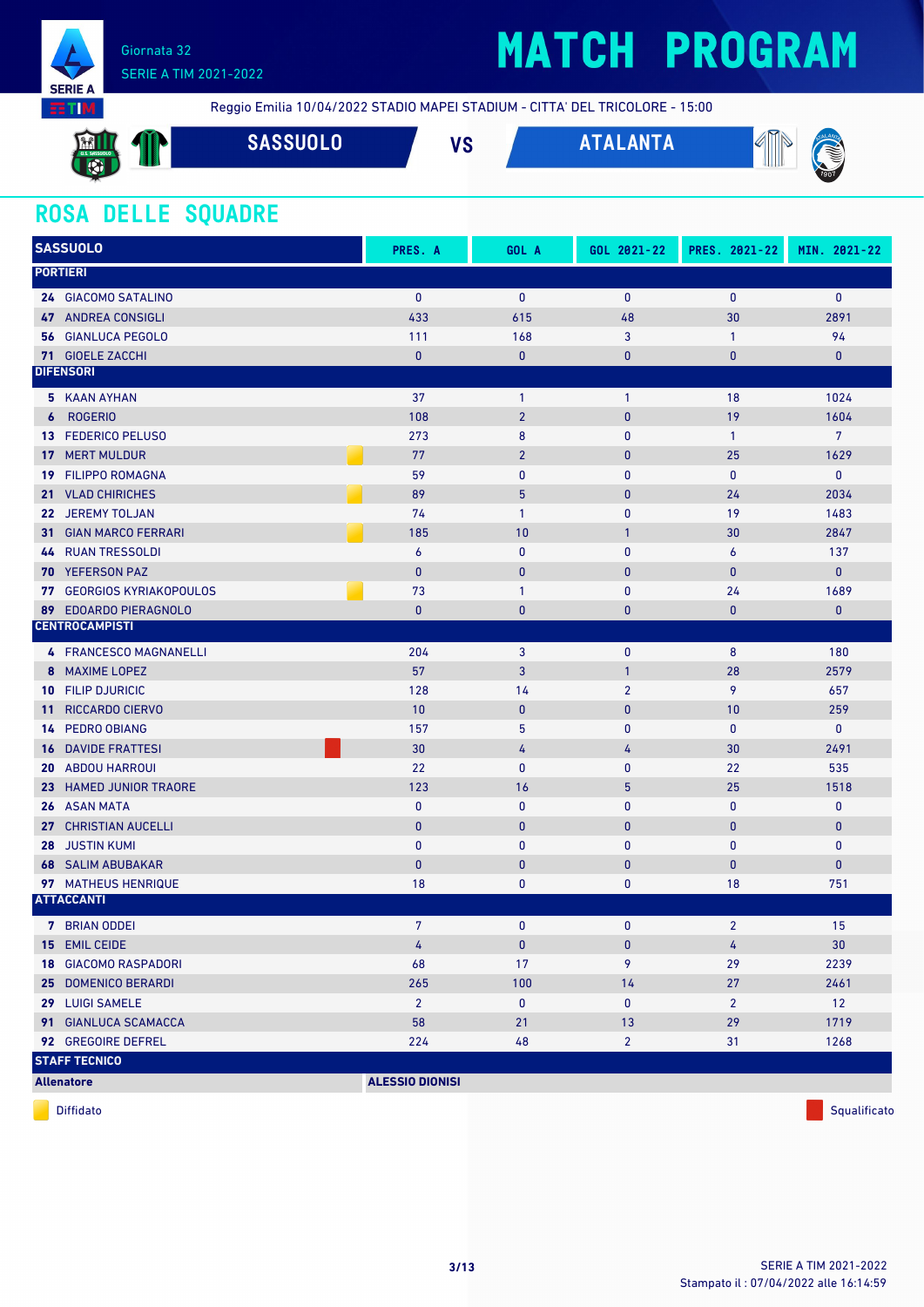# MATCH PROGRAM

Giornata 32
SERIE A TIM 2021-2022

Reggio Emilia 10/04/2022 STADIO MAPEI STADIUM - CITTA' DEL TRICOLORE - 15:00

**SASSUOLO** VS **ATALANTA**

## ROSA DELLE SQUADRE

| SASSUOLO | | PRES. A | GOL A | GOL 2021-22 | PRES. 2021-22 | MIN. 2021-22 |
|---|---|---|---|---|---|---|
| **PORTIERI** | | | | | | |
| 24 GIACOMO SATALINO | | 0 | 0 | 0 | 0 | 0 |
| 47 ANDREA CONSIGLI | | 433 | 615 | 48 | 30 | 2891 |
| 56 GIANLUCA PEGOLO | | 111 | 168 | 3 | 1 | 94 |
| 71 GIOELE ZACCHI | | 0 | 0 | 0 | 0 | 0 |
| **DIFENSORI** | | | | | | |
| 5 KAAN AYHAN | | 37 | 1 | 1 | 18 | 1024 |
| 6 ROGERIO | | 108 | 2 | 0 | 19 | 1604 |
| 13 FEDERICO PELUSO | | 273 | 8 | 0 | 1 | 7 |
| 17 MERT MULDUR | Diffidato | 77 | 2 | 0 | 25 | 1629 |
| 19 FILIPPO ROMAGNA | | 59 | 0 | 0 | 0 | 0 |
| 21 VLAD CHIRICHES | Diffidato | 89 | 5 | 0 | 24 | 2034 |
| 22 JEREMY TOLJAN | | 74 | 1 | 0 | 19 | 1483 |
| 31 GIAN MARCO FERRARI | Diffidato | 185 | 10 | 1 | 30 | 2847 |
| 44 RUAN TRESSOLDI | | 6 | 0 | 0 | 6 | 137 |
| 70 YEFERSON PAZ | | 0 | 0 | 0 | 0 | 0 |
| 77 GEORGIOS KYRIAKOPOULOS | Diffidato | 73 | 1 | 0 | 24 | 1689 |
| 89 EDOARDO PIERAGNOLO | | 0 | 0 | 0 | 0 | 0 |
| **CENTROCAMPISTI** | | | | | | |
| 4 FRANCESCO MAGNANELLI | | 204 | 3 | 0 | 8 | 180 |
| 8 MAXIME LOPEZ | | 57 | 3 | 1 | 28 | 2579 |
| 10 FILIP DJURICIC | | 128 | 14 | 2 | 9 | 657 |
| 11 RICCARDO CIERVO | | 10 | 0 | 0 | 10 | 259 |
| 14 PEDRO OBIANG | | 157 | 5 | 0 | 0 | 0 |
| 16 DAVIDE FRATTESI | Squalificato | 30 | 4 | 4 | 30 | 2491 |
| 20 ABDOU HARROUI | | 22 | 0 | 0 | 22 | 535 |
| 23 HAMED JUNIOR TRAORE | | 123 | 16 | 5 | 25 | 1518 |
| 26 ASAN MATA | | 0 | 0 | 0 | 0 | 0 |
| 27 CHRISTIAN AUCELLI | | 0 | 0 | 0 | 0 | 0 |
| 28 JUSTIN KUMI | | 0 | 0 | 0 | 0 | 0 |
| 68 SALIM ABUBAKAR | | 0 | 0 | 0 | 0 | 0 |
| 97 MATHEUS HENRIQUE | | 18 | 0 | 0 | 18 | 751 |
| **ATTACCANTI** | | | | | | |
| 7 BRIAN ODDEI | | 7 | 0 | 0 | 2 | 15 |
| 15 EMIL CEIDE | | 4 | 0 | 0 | 4 | 30 |
| 18 GIACOMO RASPADORI | | 68 | 17 | 9 | 29 | 2239 |
| 25 DOMENICO BERARDI | | 265 | 100 | 14 | 27 | 2461 |
| 29 LUIGI SAMELE | | 2 | 0 | 0 | 2 | 12 |
| 91 GIANLUCA SCAMACCA | | 58 | 21 | 13 | 29 | 1719 |
| 92 GREGOIRE DEFREL | | 224 | 48 | 2 | 31 | 1268 |
| **STAFF TECNICO** | | | | | | |
| **Allenatore** | | **ALESSIO DIONISI** | | | | |

Diffidato | Squalificato

Stampato il : 07/04/2022 alle 16:14:59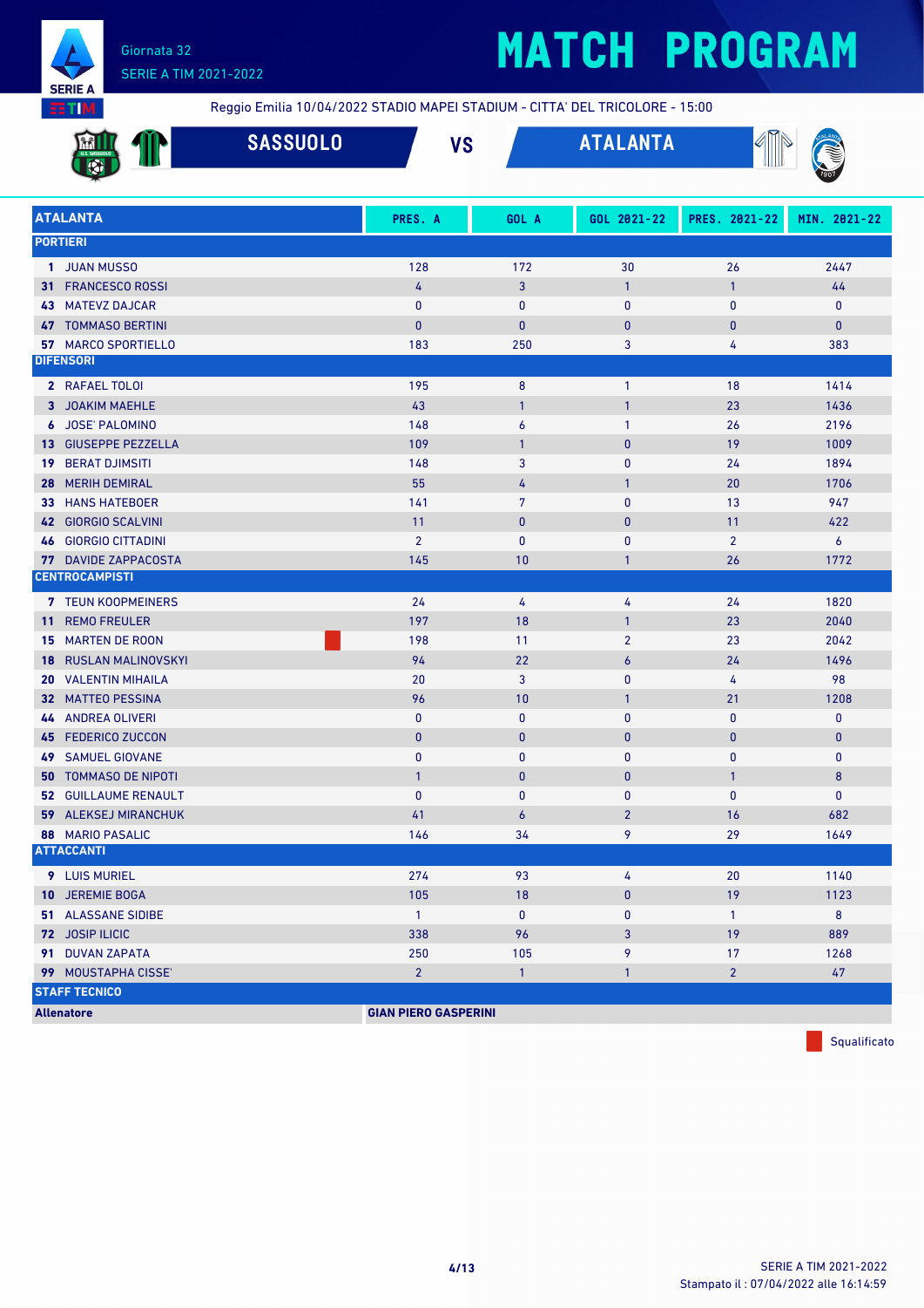# MATCH PROGRAM

Giornata 32
SERIE A TIM 2021-2022

Reggio Emilia 10/04/2022 STADIO MAPEI STADIUM - CITTA' DEL TRICOLORE - 15:00

## SASSUOLO VS ATALANTA

| ATALANTA | PRES. A | GOL A | GOL 2021-22 | PRES. 2021-22 | MIN. 2021-22 |
|---|---|---|---|---|---|
| **PORTIERI** | | | | | |
| 1 JUAN MUSSO | 128 | 172 | 30 | 26 | 2447 |
| 31 FRANCESCO ROSSI | 4 | 3 | 1 | 1 | 44 |
| 43 MATEVZ DAJCAR | 0 | 0 | 0 | 0 | 0 |
| 47 TOMMASO BERTINI | 0 | 0 | 0 | 0 | 0 |
| 57 MARCO SPORTIELLO | 183 | 250 | 3 | 4 | 383 |
| **DIFENSORI** | | | | | |
| 2 RAFAEL TOLOI | 195 | 8 | 1 | 18 | 1414 |
| 3 JOAKIM MAEHLE | 43 | 1 | 1 | 23 | 1436 |
| 6 JOSE' PALOMINO | 148 | 6 | 1 | 26 | 2196 |
| 13 GIUSEPPE PEZZELLA | 109 | 1 | 0 | 19 | 1009 |
| 19 BERAT DJIMSITI | 148 | 3 | 0 | 24 | 1894 |
| 28 MERIH DEMIRAL | 55 | 4 | 1 | 20 | 1706 |
| 33 HANS HATEBOER | 141 | 7 | 0 | 13 | 947 |
| 42 GIORGIO SCALVINI | 11 | 0 | 0 | 11 | 422 |
| 46 GIORGIO CITTADINI | 2 | 0 | 0 | 2 | 6 |
| 77 DAVIDE ZAPPACOSTA | 145 | 10 | 1 | 26 | 1772 |
| **CENTROCAMPISTI** | | | | | |
| 7 TEUN KOOPMEINERS | 24 | 4 | 4 | 24 | 1820 |
| 11 REMO FREULER | 197 | 18 | 1 | 23 | 2040 |
| 15 MARTEN DE ROON (Squalificato) | 198 | 11 | 2 | 23 | 2042 |
| 18 RUSLAN MALINOVSKYI | 94 | 22 | 6 | 24 | 1496 |
| 20 VALENTIN MIHAILA | 20 | 3 | 0 | 4 | 98 |
| 32 MATTEO PESSINA | 96 | 10 | 1 | 21 | 1208 |
| 44 ANDREA OLIVERI | 0 | 0 | 0 | 0 | 0 |
| 45 FEDERICO ZUCCON | 0 | 0 | 0 | 0 | 0 |
| 49 SAMUEL GIOVANE | 0 | 0 | 0 | 0 | 0 |
| 50 TOMMASO DE NIPOTI | 1 | 0 | 0 | 1 | 8 |
| 52 GUILLAUME RENAULT | 0 | 0 | 0 | 0 | 0 |
| 59 ALEKSEJ MIRANCHUK | 41 | 6 | 2 | 16 | 682 |
| 88 MARIO PASALIC | 146 | 34 | 9 | 29 | 1649 |
| **ATTACCANTI** | | | | | |
| 9 LUIS MURIEL | 274 | 93 | 4 | 20 | 1140 |
| 10 JEREMIE BOGA | 105 | 18 | 0 | 19 | 1123 |
| 51 ALASSANE SIDIBE | 1 | 0 | 0 | 1 | 8 |
| 72 JOSIP ILICIC | 338 | 96 | 3 | 19 | 889 |
| 91 DUVAN ZAPATA | 250 | 105 | 9 | 17 | 1268 |
| 99 MOUSTAPHA CISSE' | 2 | 1 | 1 | 2 | 47 |
| **STAFF TECNICO** | | | | | |
| **Allenatore** | **GIAN PIERO GASPERINI** | | | | |

Squalificato

SERIE A TIM 2021-2022
Stampato il : 07/04/2022 alle 16:14:59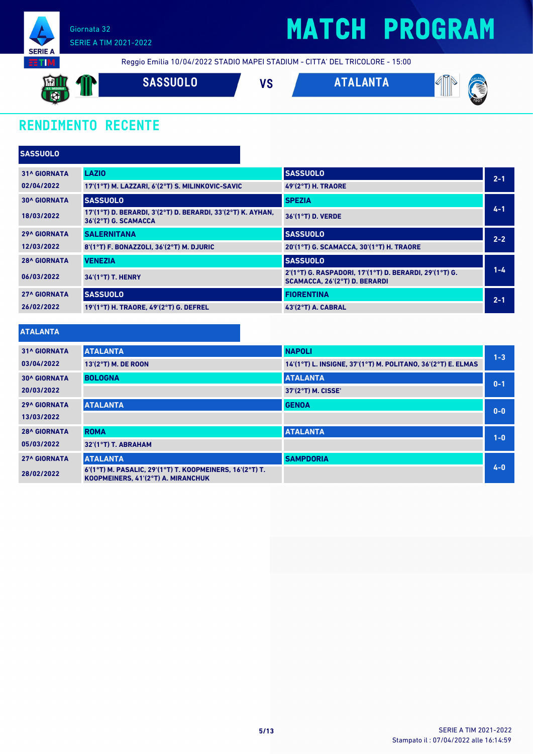Giornata 32
SERIE A TIM 2021-2022

# MATCH PROGRAM

Reggio Emilia 10/04/2022 STADIO MAPEI STADIUM - CITTA' DEL TRICOLORE - 15:00

**SASSUOLO** VS **ATALANTA**

## RENDIMENTO RECENTE

### SASSUOLO

| Giornata | Casa | Trasferta | Risultato |
|---|---|---|---|
| 31^ GIORNATA<br>02/04/2022 | **LAZIO**<br>17'(1°T) M. LAZZARI, 6'(2°T) S. MILINKOVIC-SAVIC | **SASSUOLO**<br>49'(2°T) H. TRAORE | 2-1 |
| 30^ GIORNATA<br>18/03/2022 | **SASSUOLO**<br>17'(1°T) D. BERARDI, 3'(2°T) D. BERARDI, 33'(2°T) K. AYHAN, 36'(2°T) G. SCAMACCA | **SPEZIA**<br>36'(1°T) D. VERDE | 4-1 |
| 29^ GIORNATA<br>12/03/2022 | **SALERNITANA**<br>8'(1°T) F. BONAZZOLI, 36'(2°T) M. DJURIC | **SASSUOLO**<br>20'(1°T) G. SCAMACCA, 30'(1°T) H. TRAORE | 2-2 |
| 28^ GIORNATA<br>06/03/2022 | **VENEZIA**<br>34'(1°T) T. HENRY | **SASSUOLO**<br>2'(1°T) G. RASPADORI, 17'(1°T) D. BERARDI, 29'(1°T) G. SCAMACCA, 26'(2°T) D. BERARDI | 1-4 |
| 27^ GIORNATA<br>26/02/2022 | **SASSUOLO**<br>19'(1°T) H. TRAORE, 49'(2°T) G. DEFREL | **FIORENTINA**<br>43'(2°T) A. CABRAL | 2-1 |

### ATALANTA

| Giornata | Casa | Trasferta | Risultato |
|---|---|---|---|
| 31^ GIORNATA<br>03/04/2022 | **ATALANTA**<br>13'(2°T) M. DE ROON | **NAPOLI**<br>14'(1°T) L. INSIGNE, 37'(1°T) M. POLITANO, 36'(2°T) E. ELMAS | 1-3 |
| 30^ GIORNATA<br>20/03/2022 | **BOLOGNA** | **ATALANTA**<br>37'(2°T) M. CISSE' | 0-1 |
| 29^ GIORNATA<br>13/03/2022 | **ATALANTA** | **GENOA** | 0-0 |
| 28^ GIORNATA<br>05/03/2022 | **ROMA**<br>32'(1°T) T. ABRAHAM | **ATALANTA** | 1-0 |
| 27^ GIORNATA<br>28/02/2022 | **ATALANTA**<br>6'(1°T) M. PASALIC, 29'(1°T) T. KOOPMEINERS, 16'(2°T) T. KOOPMEINERS, 41'(2°T) A. MIRANCHUK | **SAMPDORIA** | 4-0 |

SERIE A TIM 2021-2022
Stampato il : 07/04/2022 alle 16:14:59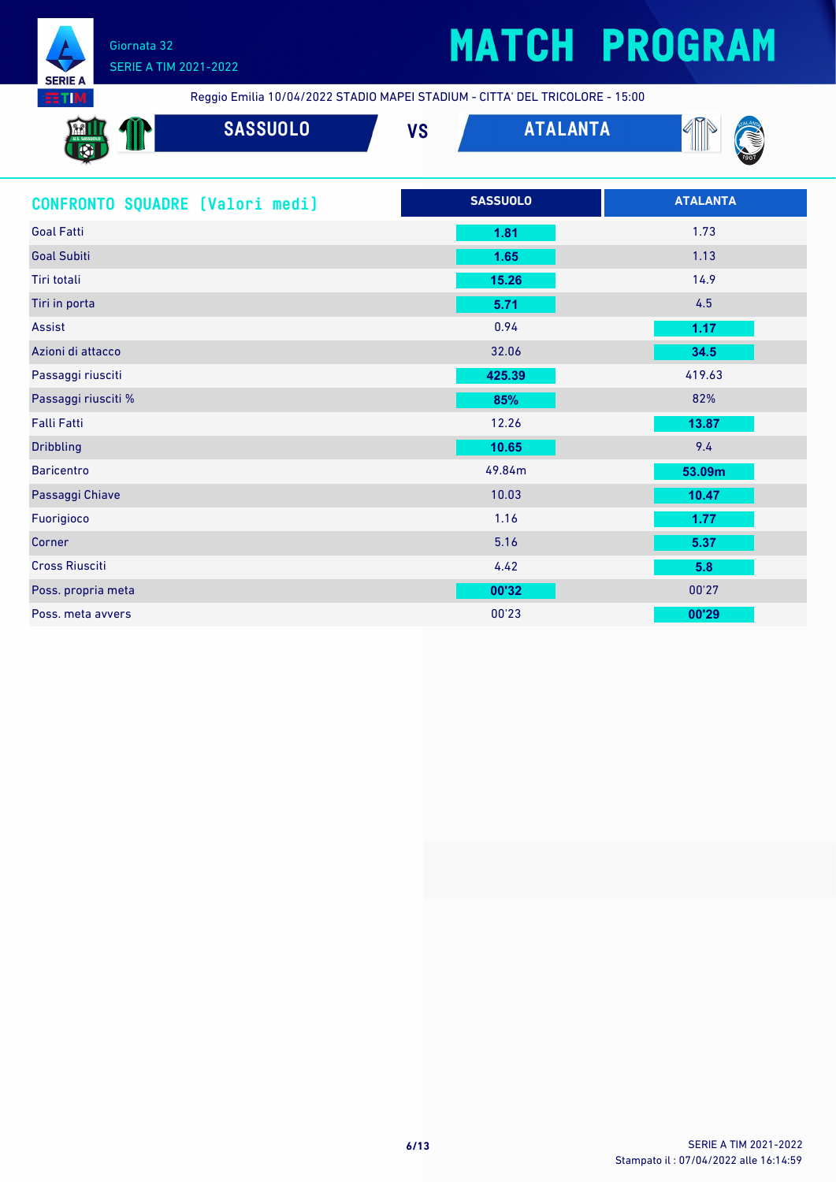# MATCH PROGRAM

Giornata 32
SERIE A TIM 2021-2022

Reggio Emilia 10/04/2022 STADIO MAPEI STADIUM - CITTA' DEL TRICOLORE - 15:00

**SASSUOLO** VS **ATALANTA**

| CONFRONTO SQUADRE [Valori medi] | SASSUOLO | ATALANTA |
|---|---|---|
| Goal Fatti | **1.81** | 1.73 |
| Goal Subiti | **1.65** | 1.13 |
| Tiri totali | **15.26** | 14.9 |
| Tiri in porta | **5.71** | 4.5 |
| Assist | 0.94 | **1.17** |
| Azioni di attacco | 32.06 | **34.5** |
| Passaggi riusciti | **425.39** | 419.63 |
| Passaggi riusciti % | **85%** | 82% |
| Falli Fatti | 12.26 | **13.87** |
| Dribbling | **10.65** | 9.4 |
| Baricentro | 49.84m | **53.09m** |
| Passaggi Chiave | 10.03 | **10.47** |
| Fuorigioco | 1.16 | **1.77** |
| Corner | 5.16 | **5.37** |
| Cross Riusciti | 4.42 | **5.8** |
| Poss. propria meta | **00'32** | 00'27 |
| Poss. meta avvers | 00'23 | **00'29** |

SERIE A TIM 2021-2022
Stampato il : 07/04/2022 alle 16:14:59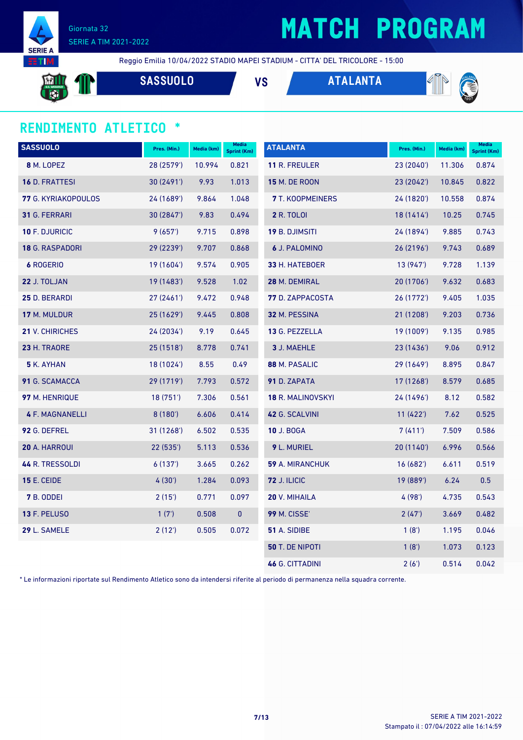# MATCH PROGRAM

Giornata 32
SERIE A TIM 2021-2022

Reggio Emilia 10/04/2022 STADIO MAPEI STADIUM - CITTA' DEL TRICOLORE - 15:00

**SASSUOLO** VS **ATALANTA**

## RENDIMENTO ATLETICO *

| SASSUOLO | Pres. (Min.) | Media (km) | Media Sprint (Km) |
|---|---|---|---|
| **8** M. LOPEZ | 28 (2579') | 10.994 | 0.821 |
| **16** D. FRATTESI | 30 (2491') | 9.93 | 1.013 |
| **77** G. KYRIAKOPOULOS | 24 (1689') | 9.864 | 1.048 |
| **31** G. FERRARI | 30 (2847') | 9.83 | 0.494 |
| **10** F. DJURICIC | 9 (657') | 9.715 | 0.898 |
| **18** G. RASPADORI | 29 (2239') | 9.707 | 0.868 |
| **6** ROGERIO | 19 (1604') | 9.574 | 0.905 |
| **22** J. TOLJAN | 19 (1483') | 9.528 | 1.02 |
| **25** D. BERARDI | 27 (2461') | 9.472 | 0.948 |
| **17** M. MULDUR | 25 (1629') | 9.445 | 0.808 |
| **21** V. CHIRICHES | 24 (2034') | 9.19 | 0.645 |
| **23** H. TRAORE | 25 (1518') | 8.778 | 0.741 |
| **5** K. AYHAN | 18 (1024') | 8.55 | 0.49 |
| **91** G. SCAMACCA | 29 (1719') | 7.793 | 0.572 |
| **97** M. HENRIQUE | 18 (751') | 7.306 | 0.561 |
| **4** F. MAGNANELLI | 8 (180') | 6.606 | 0.414 |
| **92** G. DEFREL | 31 (1268') | 6.502 | 0.535 |
| **20** A. HARROUI | 22 (535') | 5.113 | 0.536 |
| **44** R. TRESSOLDI | 6 (137') | 3.665 | 0.262 |
| **15** E. CEIDE | 4 (30') | 1.284 | 0.093 |
| **7** B. ODDEI | 2 (15') | 0.771 | 0.097 |
| **13** F. PELUSO | 1 (7') | 0.508 | 0 |
| **29** L. SAMELE | 2 (12') | 0.505 | 0.072 |

| ATALANTA | Pres. (Min.) | Media (km) | Media Sprint (Km) |
|---|---|---|---|
| **11** R. FREULER | 23 (2040') | 11.306 | 0.874 |
| **15** M. DE ROON | 23 (2042') | 10.845 | 0.822 |
| **7** T. KOOPMEINERS | 24 (1820') | 10.558 | 0.874 |
| **2** R. TOLOI | 18 (1414') | 10.25 | 0.745 |
| **19** B. DJIMSITI | 24 (1894') | 9.885 | 0.743 |
| **6** J. PALOMINO | 26 (2196') | 9.743 | 0.689 |
| **33** H. HATEBOER | 13 (947') | 9.728 | 1.139 |
| **28** M. DEMIRAL | 20 (1706') | 9.632 | 0.683 |
| **77** D. ZAPPACOSTA | 26 (1772') | 9.405 | 1.035 |
| **32** M. PESSINA | 21 (1208') | 9.203 | 0.736 |
| **13** G. PEZZELLA | 19 (1009') | 9.135 | 0.985 |
| **3** J. MAEHLE | 23 (1436') | 9.06 | 0.912 |
| **88** M. PASALIC | 29 (1649') | 8.895 | 0.847 |
| **91** D. ZAPATA | 17 (1268') | 8.579 | 0.685 |
| **18** R. MALINOVSKYI | 24 (1496') | 8.12 | 0.582 |
| **42** G. SCALVINI | 11 (422') | 7.62 | 0.525 |
| **10** J. BOGA | 7 (411') | 7.509 | 0.586 |
| **9** L. MURIEL | 20 (1140') | 6.996 | 0.566 |
| **59** A. MIRANCHUK | 16 (682') | 6.611 | 0.519 |
| **72** J. ILICIC | 19 (889') | 6.24 | 0.5 |
| **20** V. MIHAILA | 4 (98') | 4.735 | 0.543 |
| **99** M. CISSE' | 2 (47') | 3.669 | 0.482 |
| **51** A. SIDIBE | 1 (8') | 1.195 | 0.046 |
| **50** T. DE NIPOTI | 1 (8') | 1.073 | 0.123 |
| **46** G. CITTADINI | 2 (6') | 0.514 | 0.042 |

* Le informazioni riportate sul Rendimento Atletico sono da intendersi riferite al periodo di permanenza nella squadra corrente.

SERIE A TIM 2021-2022
Stampato il : 07/04/2022 alle 16:14:59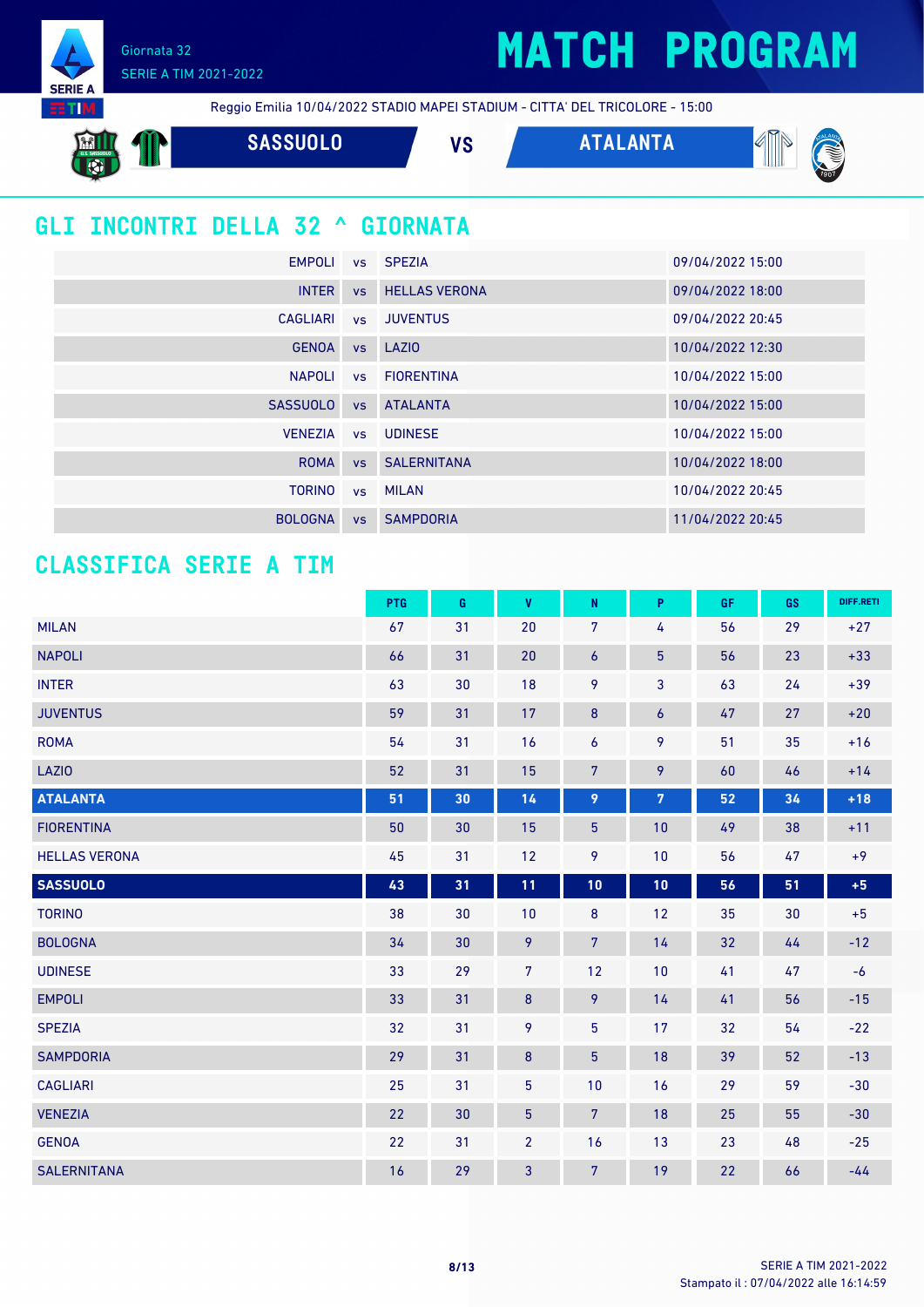Giornata 32
SERIE A TIM 2021-2022

# MATCH PROGRAM

Reggio Emilia 10/04/2022 STADIO MAPEI STADIUM - CITTA' DEL TRICOLORE - 15:00

**SASSUOLO** VS **ATALANTA**

## GLI INCONTRI DELLA 32 ^ GIORNATA

| | | | |
|---|---|---|---|
| EMPOLI | vs | SPEZIA | 09/04/2022 15:00 |
| INTER | vs | HELLAS VERONA | 09/04/2022 18:00 |
| CAGLIARI | vs | JUVENTUS | 09/04/2022 20:45 |
| GENOA | vs | LAZIO | 10/04/2022 12:30 |
| NAPOLI | vs | FIORENTINA | 10/04/2022 15:00 |
| SASSUOLO | vs | ATALANTA | 10/04/2022 15:00 |
| VENEZIA | vs | UDINESE | 10/04/2022 15:00 |
| ROMA | vs | SALERNITANA | 10/04/2022 18:00 |
| TORINO | vs | MILAN | 10/04/2022 20:45 |
| BOLOGNA | vs | SAMPDORIA | 11/04/2022 20:45 |

## CLASSIFICA SERIE A TIM

| | PTG | G | V | N | P | GF | GS | DIFF.RETI |
|---|---|---|---|---|---|---|---|---|
| MILAN | 67 | 31 | 20 | 7 | 4 | 56 | 29 | +27 |
| NAPOLI | 66 | 31 | 20 | 6 | 5 | 56 | 23 | +33 |
| INTER | 63 | 30 | 18 | 9 | 3 | 63 | 24 | +39 |
| JUVENTUS | 59 | 31 | 17 | 8 | 6 | 47 | 27 | +20 |
| ROMA | 54 | 31 | 16 | 6 | 9 | 51 | 35 | +16 |
| LAZIO | 52 | 31 | 15 | 7 | 9 | 60 | 46 | +14 |
| **ATALANTA** | **51** | **30** | **14** | **9** | **7** | **52** | **34** | **+18** |
| FIORENTINA | 50 | 30 | 15 | 5 | 10 | 49 | 38 | +11 |
| HELLAS VERONA | 45 | 31 | 12 | 9 | 10 | 56 | 47 | +9 |
| **SASSUOLO** | **43** | **31** | **11** | **10** | **10** | **56** | **51** | **+5** |
| TORINO | 38 | 30 | 10 | 8 | 12 | 35 | 30 | +5 |
| BOLOGNA | 34 | 30 | 9 | 7 | 14 | 32 | 44 | -12 |
| UDINESE | 33 | 29 | 7 | 12 | 10 | 41 | 47 | -6 |
| EMPOLI | 33 | 31 | 8 | 9 | 14 | 41 | 56 | -15 |
| SPEZIA | 32 | 31 | 9 | 5 | 17 | 32 | 54 | -22 |
| SAMPDORIA | 29 | 31 | 8 | 5 | 18 | 39 | 52 | -13 |
| CAGLIARI | 25 | 31 | 5 | 10 | 16 | 29 | 59 | -30 |
| VENEZIA | 22 | 30 | 5 | 7 | 18 | 25 | 55 | -30 |
| GENOA | 22 | 31 | 2 | 16 | 13 | 23 | 48 | -25 |
| SALERNITANA | 16 | 29 | 3 | 7 | 19 | 22 | 66 | -44 |

SERIE A TIM 2021-2022
Stampato il : 07/04/2022 alle 16:14:59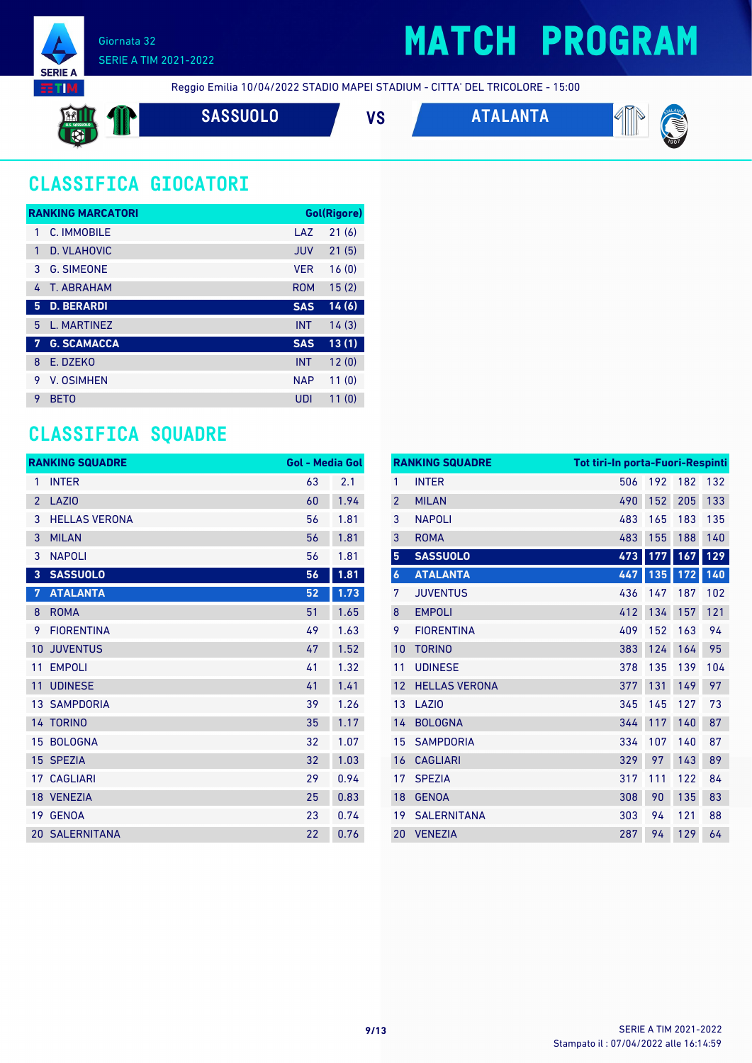# MATCH PROGRAM

Giornata 32
SERIE A TIM 2021-2022

Reggio Emilia 10/04/2022 STADIO MAPEI STADIUM - CITTA' DEL TRICOLORE - 15:00

**SASSUOLO** VS **ATALANTA**

## CLASSIFICA GIOCATORI

| RANKING MARCATORI | | | Gol(Rigore) |
|---|---|---|---|
| 1 | C. IMMOBILE | LAZ | 21 (6) |
| 1 | D. VLAHOVIC | JUV | 21 (5) |
| 3 | G. SIMEONE | VER | 16 (0) |
| 4 | T. ABRAHAM | ROM | 15 (2) |
| **5** | **D. BERARDI** | **SAS** | **14 (6)** |
| 5 | L. MARTINEZ | INT | 14 (3) |
| **7** | **G. SCAMACCA** | **SAS** | **13 (1)** |
| 8 | E. DZEKO | INT | 12 (0) |
| 9 | V. OSIMHEN | NAP | 11 (0) |
| 9 | BETO | UDI | 11 (0) |

## CLASSIFICA SQUADRE

| RANKING SQUADRE | | Gol | Media Gol |
|---|---|---|---|
| 1 | INTER | 63 | 2.1 |
| 2 | LAZIO | 60 | 1.94 |
| 3 | HELLAS VERONA | 56 | 1.81 |
| 3 | MILAN | 56 | 1.81 |
| 3 | NAPOLI | 56 | 1.81 |
| **3** | **SASSUOLO** | **56** | **1.81** |
| **7** | **ATALANTA** | **52** | **1.73** |
| 8 | ROMA | 51 | 1.65 |
| 9 | FIORENTINA | 49 | 1.63 |
| 10 | JUVENTUS | 47 | 1.52 |
| 11 | EMPOLI | 41 | 1.32 |
| 11 | UDINESE | 41 | 1.41 |
| 13 | SAMPDORIA | 39 | 1.26 |
| 14 | TORINO | 35 | 1.17 |
| 15 | BOLOGNA | 32 | 1.07 |
| 15 | SPEZIA | 32 | 1.03 |
| 17 | CAGLIARI | 29 | 0.94 |
| 18 | VENEZIA | 25 | 0.83 |
| 19 | GENOA | 23 | 0.74 |
| 20 | SALERNITANA | 22 | 0.76 |

| RANKING SQUADRE | | Tot tiri | In porta | Fuori | Respinti |
|---|---|---|---|---|---|
| 1 | INTER | 506 | 192 | 182 | 132 |
| 2 | MILAN | 490 | 152 | 205 | 133 |
| 3 | NAPOLI | 483 | 165 | 183 | 135 |
| 3 | ROMA | 483 | 155 | 188 | 140 |
| **5** | **SASSUOLO** | **473** | **177** | **167** | **129** |
| **6** | **ATALANTA** | **447** | **135** | **172** | **140** |
| 7 | JUVENTUS | 436 | 147 | 187 | 102 |
| 8 | EMPOLI | 412 | 134 | 157 | 121 |
| 9 | FIORENTINA | 409 | 152 | 163 | 94 |
| 10 | TORINO | 383 | 124 | 164 | 95 |
| 11 | UDINESE | 378 | 135 | 139 | 104 |
| 12 | HELLAS VERONA | 377 | 131 | 149 | 97 |
| 13 | LAZIO | 345 | 145 | 127 | 73 |
| 14 | BOLOGNA | 344 | 117 | 140 | 87 |
| 15 | SAMPDORIA | 334 | 107 | 140 | 87 |
| 16 | CAGLIARI | 329 | 97 | 143 | 89 |
| 17 | SPEZIA | 317 | 111 | 122 | 84 |
| 18 | GENOA | 308 | 90 | 135 | 83 |
| 19 | SALERNITANA | 303 | 94 | 121 | 88 |
| 20 | VENEZIA | 287 | 94 | 129 | 64 |

SERIE A TIM 2021-2022
Stampato il : 07/04/2022 alle 16:14:59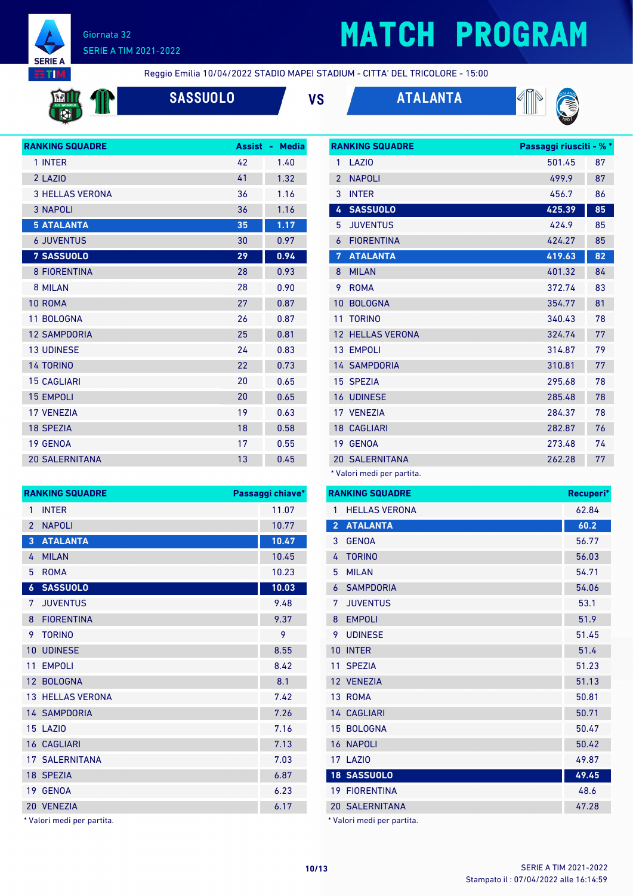# MATCH PROGRAM

Giornata 32
SERIE A TIM 2021-2022

Reggio Emilia 10/04/2022 STADIO MAPEI STADIUM - CITTA' DEL TRICOLORE - 15:00

**SASSUOLO** VS **ATALANTA**

| RANKING SQUADRE | Assist | Media |
|---|---|---|
| 1 INTER | 42 | 1.40 |
| 2 LAZIO | 41 | 1.32 |
| 3 HELLAS VERONA | 36 | 1.16 |
| 3 NAPOLI | 36 | 1.16 |
| **5 ATALANTA** | **35** | **1.17** |
| 6 JUVENTUS | 30 | 0.97 |
| **7 SASSUOLO** | **29** | **0.94** |
| 8 FIORENTINA | 28 | 0.93 |
| 8 MILAN | 28 | 0.90 |
| 10 ROMA | 27 | 0.87 |
| 11 BOLOGNA | 26 | 0.87 |
| 12 SAMPDORIA | 25 | 0.81 |
| 13 UDINESE | 24 | 0.83 |
| 14 TORINO | 22 | 0.73 |
| 15 CAGLIARI | 20 | 0.65 |
| 15 EMPOLI | 20 | 0.65 |
| 17 VENEZIA | 19 | 0.63 |
| 18 SPEZIA | 18 | 0.58 |
| 19 GENOA | 17 | 0.55 |
| 20 SALERNITANA | 13 | 0.45 |

| RANKING SQUADRE | Passaggi riusciti * | % * |
|---|---|---|
| 1 LAZIO | 501.45 | 87 |
| 2 NAPOLI | 499.9 | 87 |
| 3 INTER | 456.7 | 86 |
| **4 SASSUOLO** | **425.39** | **85** |
| 5 JUVENTUS | 424.9 | 85 |
| 6 FIORENTINA | 424.27 | 85 |
| **7 ATALANTA** | **419.63** | **82** |
| 8 MILAN | 401.32 | 84 |
| 9 ROMA | 372.74 | 83 |
| 10 BOLOGNA | 354.77 | 81 |
| 11 TORINO | 340.43 | 78 |
| 12 HELLAS VERONA | 324.74 | 77 |
| 13 EMPOLI | 314.87 | 79 |
| 14 SAMPDORIA | 310.81 | 77 |
| 15 SPEZIA | 295.68 | 78 |
| 16 UDINESE | 285.48 | 78 |
| 17 VENEZIA | 284.37 | 78 |
| 18 CAGLIARI | 282.87 | 76 |
| 19 GENOA | 273.48 | 74 |
| 20 SALERNITANA | 262.28 | 77 |

* Valori medi per partita.

| RANKING SQUADRE | Passaggi chiave* |
|---|---|
| 1 INTER | 11.07 |
| 2 NAPOLI | 10.77 |
| **3 ATALANTA** | **10.47** |
| 4 MILAN | 10.45 |
| 5 ROMA | 10.23 |
| **6 SASSUOLO** | **10.03** |
| 7 JUVENTUS | 9.48 |
| 8 FIORENTINA | 9.37 |
| 9 TORINO | 9 |
| 10 UDINESE | 8.55 |
| 11 EMPOLI | 8.42 |
| 12 BOLOGNA | 8.1 |
| 13 HELLAS VERONA | 7.42 |
| 14 SAMPDORIA | 7.26 |
| 15 LAZIO | 7.16 |
| 16 CAGLIARI | 7.13 |
| 17 SALERNITANA | 7.03 |
| 18 SPEZIA | 6.87 |
| 19 GENOA | 6.23 |
| 20 VENEZIA | 6.17 |

* Valori medi per partita.

| RANKING SQUADRE | Recuperi* |
|---|---|
| 1 HELLAS VERONA | 62.84 |
| **2 ATALANTA** | **60.2** |
| 3 GENOA | 56.77 |
| 4 TORINO | 56.03 |
| 5 MILAN | 54.71 |
| 6 SAMPDORIA | 54.06 |
| 7 JUVENTUS | 53.1 |
| 8 EMPOLI | 51.9 |
| 9 UDINESE | 51.45 |
| 10 INTER | 51.4 |
| 11 SPEZIA | 51.23 |
| 12 VENEZIA | 51.13 |
| 13 ROMA | 50.81 |
| 14 CAGLIARI | 50.71 |
| 15 BOLOGNA | 50.47 |
| 16 NAPOLI | 50.42 |
| 17 LAZIO | 49.87 |
| **18 SASSUOLO** | **49.45** |
| 19 FIORENTINA | 48.6 |
| 20 SALERNITANA | 47.28 |

* Valori medi per partita.

Stampato il : 07/04/2022 alle 16:14:59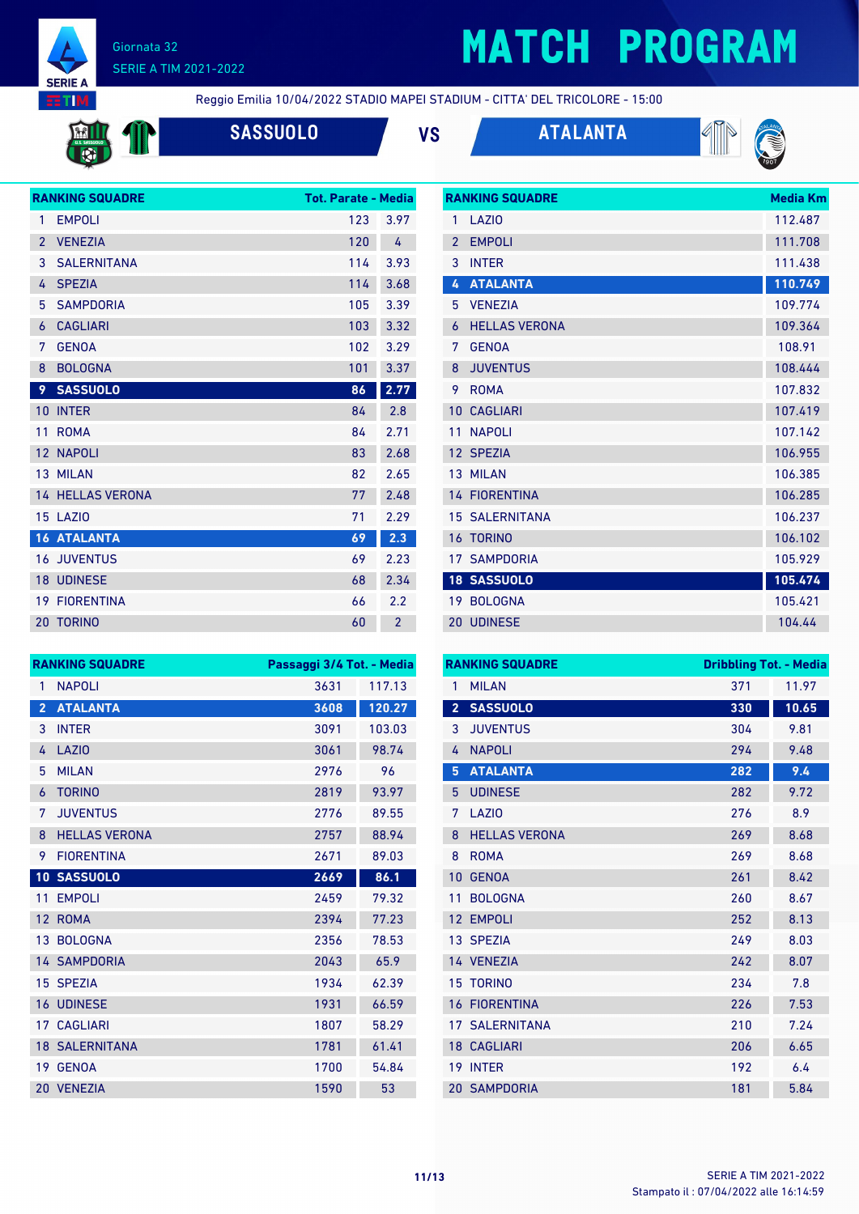# MATCH PROGRAM

Giornata 32
SERIE A TIM 2021-2022

Reggio Emilia 10/04/2022 STADIO MAPEI STADIUM - CITTA' DEL TRICOLORE - 15:00

**SASSUOLO** VS **ATALANTA**

| RANKING SQUADRE | | Tot. Parate | Media |
|---|---|---|---|
| 1 | EMPOLI | 123 | 3.97 |
| 2 | VENEZIA | 120 | 4 |
| 3 | SALERNITANA | 114 | 3.93 |
| 4 | SPEZIA | 114 | 3.68 |
| 5 | SAMPDORIA | 105 | 3.39 |
| 6 | CAGLIARI | 103 | 3.32 |
| 7 | GENOA | 102 | 3.29 |
| 8 | BOLOGNA | 101 | 3.37 |
| 9 | SASSUOLO | 86 | 2.77 |
| 10 | INTER | 84 | 2.8 |
| 11 | ROMA | 84 | 2.71 |
| 12 | NAPOLI | 83 | 2.68 |
| 13 | MILAN | 82 | 2.65 |
| 14 | HELLAS VERONA | 77 | 2.48 |
| 15 | LAZIO | 71 | 2.29 |
| 16 | ATALANTA | 69 | 2.3 |
| 16 | JUVENTUS | 69 | 2.23 |
| 18 | UDINESE | 68 | 2.34 |
| 19 | FIORENTINA | 66 | 2.2 |
| 20 | TORINO | 60 | 2 |

| RANKING SQUADRE | | Media Km |
|---|---|---|
| 1 | LAZIO | 112.487 |
| 2 | EMPOLI | 111.708 |
| 3 | INTER | 111.438 |
| 4 | ATALANTA | 110.749 |
| 5 | VENEZIA | 109.774 |
| 6 | HELLAS VERONA | 109.364 |
| 7 | GENOA | 108.91 |
| 8 | JUVENTUS | 108.444 |
| 9 | ROMA | 107.832 |
| 10 | CAGLIARI | 107.419 |
| 11 | NAPOLI | 107.142 |
| 12 | SPEZIA | 106.955 |
| 13 | MILAN | 106.385 |
| 14 | FIORENTINA | 106.285 |
| 15 | SALERNITANA | 106.237 |
| 16 | TORINO | 106.102 |
| 17 | SAMPDORIA | 105.929 |
| 18 | SASSUOLO | 105.474 |
| 19 | BOLOGNA | 105.421 |
| 20 | UDINESE | 104.44 |

| RANKING SQUADRE | | Passaggi 3/4 Tot. | Media |
|---|---|---|---|
| 1 | NAPOLI | 3631 | 117.13 |
| 2 | ATALANTA | 3608 | 120.27 |
| 3 | INTER | 3091 | 103.03 |
| 4 | LAZIO | 3061 | 98.74 |
| 5 | MILAN | 2976 | 96 |
| 6 | TORINO | 2819 | 93.97 |
| 7 | JUVENTUS | 2776 | 89.55 |
| 8 | HELLAS VERONA | 2757 | 88.94 |
| 9 | FIORENTINA | 2671 | 89.03 |
| 10 | SASSUOLO | 2669 | 86.1 |
| 11 | EMPOLI | 2459 | 79.32 |
| 12 | ROMA | 2394 | 77.23 |
| 13 | BOLOGNA | 2356 | 78.53 |
| 14 | SAMPDORIA | 2043 | 65.9 |
| 15 | SPEZIA | 1934 | 62.39 |
| 16 | UDINESE | 1931 | 66.59 |
| 17 | CAGLIARI | 1807 | 58.29 |
| 18 | SALERNITANA | 1781 | 61.41 |
| 19 | GENOA | 1700 | 54.84 |
| 20 | VENEZIA | 1590 | 53 |

| RANKING SQUADRE | | Dribbling Tot. | Media |
|---|---|---|---|
| 1 | MILAN | 371 | 11.97 |
| 2 | SASSUOLO | 330 | 10.65 |
| 3 | JUVENTUS | 304 | 9.81 |
| 4 | NAPOLI | 294 | 9.48 |
| 5 | ATALANTA | 282 | 9.4 |
| 5 | UDINESE | 282 | 9.72 |
| 7 | LAZIO | 276 | 8.9 |
| 8 | HELLAS VERONA | 269 | 8.68 |
| 8 | ROMA | 269 | 8.68 |
| 10 | GENOA | 261 | 8.42 |
| 11 | BOLOGNA | 260 | 8.67 |
| 12 | EMPOLI | 252 | 8.13 |
| 13 | SPEZIA | 249 | 8.03 |
| 14 | VENEZIA | 242 | 8.07 |
| 15 | TORINO | 234 | 7.8 |
| 16 | FIORENTINA | 226 | 7.53 |
| 17 | SALERNITANA | 210 | 7.24 |
| 18 | CAGLIARI | 206 | 6.65 |
| 19 | INTER | 192 | 6.4 |
| 20 | SAMPDORIA | 181 | 5.84 |

SERIE A TIM 2021-2022
Stampato il : 07/04/2022 alle 16:14:59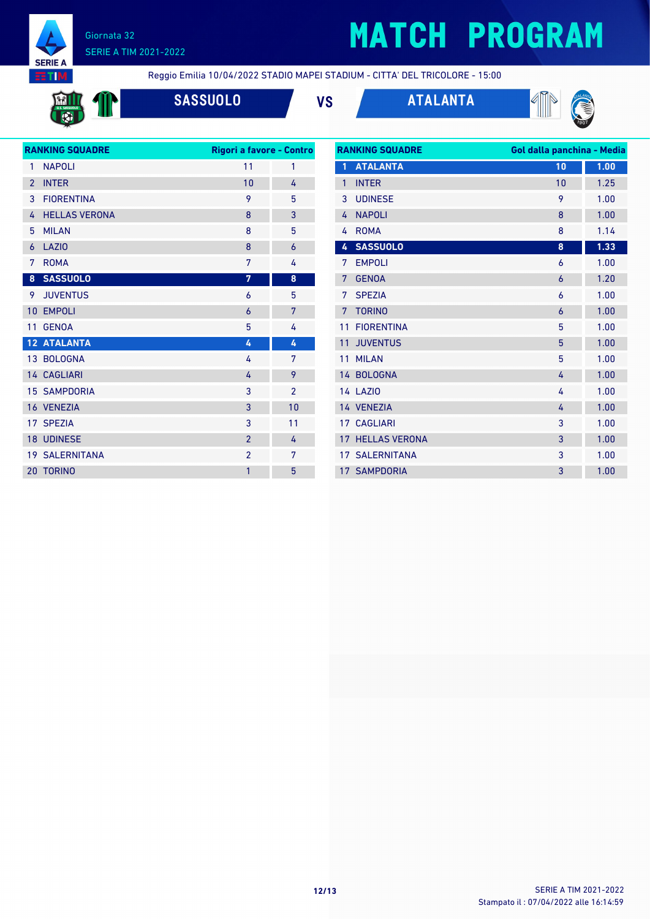# MATCH PROGRAM

Giornata 32
SERIE A TIM 2021-2022

Reggio Emilia 10/04/2022 STADIO MAPEI STADIUM - CITTA' DEL TRICOLORE - 15:00

## SASSUOLO VS ATALANTA

| RANKING SQUADRE | Rigori a favore | Contro |
|---|---|---|
| 1 NAPOLI | 11 | 1 |
| 2 INTER | 10 | 4 |
| 3 FIORENTINA | 9 | 5 |
| 4 HELLAS VERONA | 8 | 3 |
| 5 MILAN | 8 | 5 |
| 6 LAZIO | 8 | 6 |
| 7 ROMA | 7 | 4 |
| **8 SASSUOLO** | **7** | **8** |
| 9 JUVENTUS | 6 | 5 |
| 10 EMPOLI | 6 | 7 |
| 11 GENOA | 5 | 4 |
| **12 ATALANTA** | **4** | **4** |
| 13 BOLOGNA | 4 | 7 |
| 14 CAGLIARI | 4 | 9 |
| 15 SAMPDORIA | 3 | 2 |
| 16 VENEZIA | 3 | 10 |
| 17 SPEZIA | 3 | 11 |
| 18 UDINESE | 2 | 4 |
| 19 SALERNITANA | 2 | 7 |
| 20 TORINO | 1 | 5 |

| RANKING SQUADRE | Gol dalla panchina | Media |
|---|---|---|
| **1 ATALANTA** | **10** | **1.00** |
| 1 INTER | 10 | 1.25 |
| 3 UDINESE | 9 | 1.00 |
| 4 NAPOLI | 8 | 1.00 |
| 4 ROMA | 8 | 1.14 |
| **4 SASSUOLO** | **8** | **1.33** |
| 7 EMPOLI | 6 | 1.00 |
| 7 GENOA | 6 | 1.20 |
| 7 SPEZIA | 6 | 1.00 |
| 7 TORINO | 6 | 1.00 |
| 11 FIORENTINA | 5 | 1.00 |
| 11 JUVENTUS | 5 | 1.00 |
| 11 MILAN | 5 | 1.00 |
| 14 BOLOGNA | 4 | 1.00 |
| 14 LAZIO | 4 | 1.00 |
| 14 VENEZIA | 4 | 1.00 |
| 17 CAGLIARI | 3 | 1.00 |
| 17 HELLAS VERONA | 3 | 1.00 |
| 17 SALERNITANA | 3 | 1.00 |
| 17 SAMPDORIA | 3 | 1.00 |

Stampato il : 07/04/2022 alle 16:14:59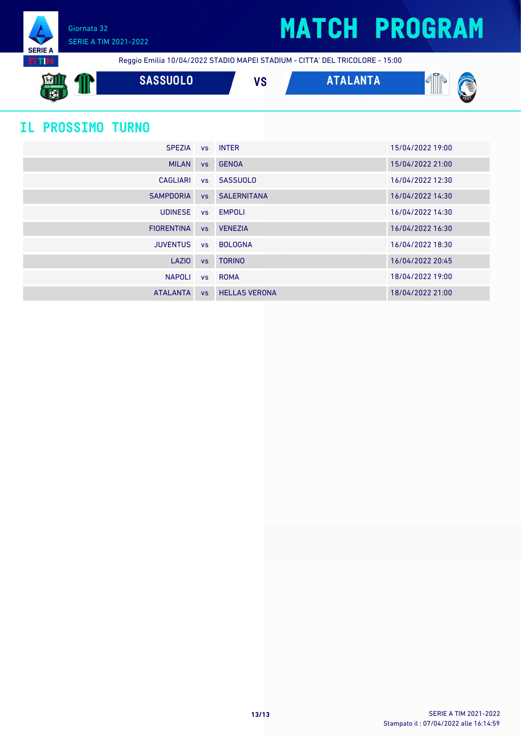# MATCH PROGRAM

Giornata 32

SERIE A TIM 2021-2022

Reggio Emilia 10/04/2022 STADIO MAPEI STADIUM - CITTA' DEL TRICOLORE - 15:00

**SASSUOLO** VS **ATALANTA**

## IL PROSSIMO TURNO

| | | | |
|---|---|---|---|
| SPEZIA | vs | INTER | 15/04/2022 19:00 |
| MILAN | vs | GENOA | 15/04/2022 21:00 |
| CAGLIARI | vs | SASSUOLO | 16/04/2022 12:30 |
| SAMPDORIA | vs | SALERNITANA | 16/04/2022 14:30 |
| UDINESE | vs | EMPOLI | 16/04/2022 14:30 |
| FIORENTINA | vs | VENEZIA | 16/04/2022 16:30 |
| JUVENTUS | vs | BOLOGNA | 16/04/2022 18:30 |
| LAZIO | vs | TORINO | 16/04/2022 20:45 |
| NAPOLI | vs | ROMA | 18/04/2022 19:00 |
| ATALANTA | vs | HELLAS VERONA | 18/04/2022 21:00 |

SERIE A TIM 2021-2022
Stampato il : 07/04/2022 alle 16:14:59